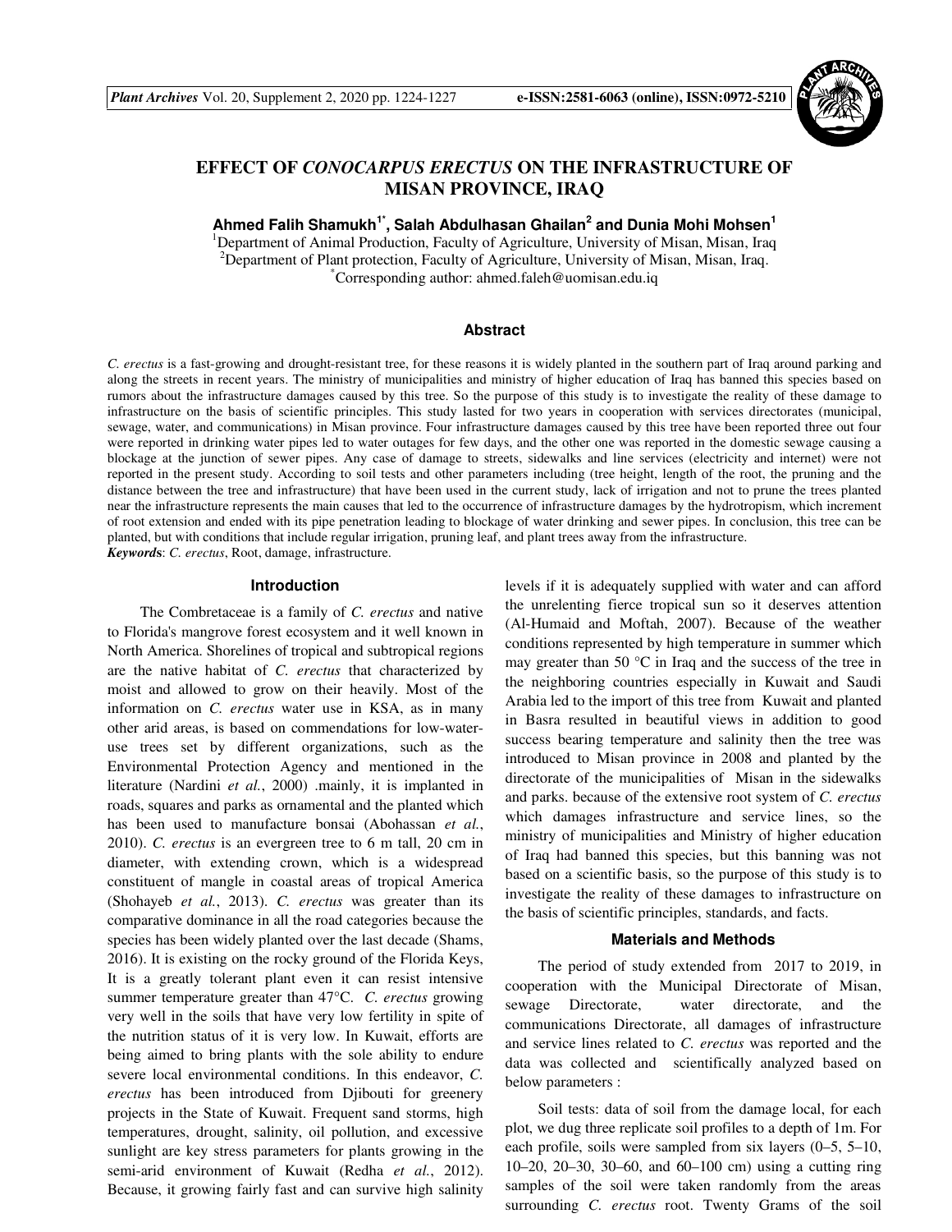# EFFECT OF *CONOCARPUS ERECTUS* ON THE INFRASTRUCTURE OF MISAN PROVINCE, IRAQ

**Ahmed Falih Shamukh[1*], Salah Abdulhasan Ghailan[2] and Dunia Mohi Mohsen[1]**

[1]Department of Animal Production, Faculty of Agriculture, University of Misan, Misan, Iraq
[2]Department of Plant protection, Faculty of Agriculture, University of Misan, Misan, Iraq.
[*]Corresponding author: ahmed.faleh@uomisan.edu.iq

## Abstract

*C. erectus* is a fast-growing and drought-resistant tree, for these reasons it is widely planted in the southern part of Iraq around parking and along the streets in recent years. The ministry of municipalities and ministry of higher education of Iraq has banned this species based on rumors about the infrastructure damages caused by this tree. So the purpose of this study is to investigate the reality of these damage to infrastructure on the basis of scientific principles. This study lasted for two years in cooperation with services directorates (municipal, sewage, water, and communications) in Misan province. Four infrastructure damages caused by this tree have been reported three out four were reported in drinking water pipes led to water outages for few days, and the other one was reported in the domestic sewage causing a blockage at the junction of sewer pipes. Any case of damage to streets, sidewalks and line services (electricity and internet) were not reported in the present study. According to soil tests and other parameters including (tree height, length of the root, the pruning and the distance between the tree and infrastructure) that have been used in the current study, lack of irrigation and not to prune the trees planted near the infrastructure represents the main causes that led to the occurrence of infrastructure damages by the hydrotropism, which increment of root extension and ended with its pipe penetration leading to blockage of water drinking and sewer pipes. In conclusion, this tree can be planted, but with conditions that include regular irrigation, pruning leaf, and plant trees away from the infrastructure.

***Keywords***: *C. erectus*, Root, damage, infrastructure.

## Introduction

The Combretaceae is a family of *C. erectus* and native to Florida's mangrove forest ecosystem and it well known in North America. Shorelines of tropical and subtropical regions are the native habitat of *C. erectus* that characterized by moist and allowed to grow on their heavily. Most of the information on *C. erectus* water use in KSA, as in many other arid areas, is based on commendations for low-water-use trees set by different organizations, such as the Environmental Protection Agency and mentioned in the literature (Nardini *et al.*, 2000) .mainly, it is implanted in roads, squares and parks as ornamental and the planted which has been used to manufacture bonsai (Abohassan *et al.*, 2010). *C. erectus* is an evergreen tree to 6 m tall, 20 cm in diameter, with extending crown, which is a widespread constituent of mangle in coastal areas of tropical America (Shohayeb *et al.*, 2013). *C. erectus* was greater than its comparative dominance in all the road categories because the species has been widely planted over the last decade (Shams, 2016). It is existing on the rocky ground of the Florida Keys, It is a greatly tolerant plant even it can resist intensive summer temperature greater than 47°C. *C. erectus* growing very well in the soils that have very low fertility in spite of the nutrition status of it is very low. In Kuwait, efforts are being aimed to bring plants with the sole ability to endure severe local environmental conditions. In this endeavor, *C. erectus* has been introduced from Djibouti for greenery projects in the State of Kuwait. Frequent sand storms, high temperatures, drought, salinity, oil pollution, and excessive sunlight are key stress parameters for plants growing in the semi-arid environment of Kuwait (Redha *et al.*, 2012). Because, it growing fairly fast and can survive high salinity levels if it is adequately supplied with water and can afford the unrelenting fierce tropical sun so it deserves attention (Al-Humaid and Moftah, 2007). Because of the weather conditions represented by high temperature in summer which may greater than 50 °C in Iraq and the success of the tree in the neighboring countries especially in Kuwait and Saudi Arabia led to the import of this tree from Kuwait and planted in Basra resulted in beautiful views in addition to good success bearing temperature and salinity then the tree was introduced to Misan province in 2008 and planted by the directorate of the municipalities of Misan in the sidewalks and parks. because of the extensive root system of *C. erectus* which damages infrastructure and service lines, so the ministry of municipalities and Ministry of higher education of Iraq had banned this species, but this banning was not based on a scientific basis, so the purpose of this study is to investigate the reality of these damages to infrastructure on the basis of scientific principles, standards, and facts.

## Materials and Methods

The period of study extended from 2017 to 2019, in cooperation with the Municipal Directorate of Misan, sewage Directorate, water directorate, and the communications Directorate, all damages of infrastructure and service lines related to *C. erectus* was reported and the data was collected and scientifically analyzed based on below parameters :

Soil tests: data of soil from the damage local, for each plot, we dug three replicate soil profiles to a depth of 1m. For each profile, soils were sampled from six layers (0–5, 5–10, 10–20, 20–30, 30–60, and 60–100 cm) using a cutting ring samples of the soil were taken randomly from the areas surrounding *C. erectus* root. Twenty Grams of the soil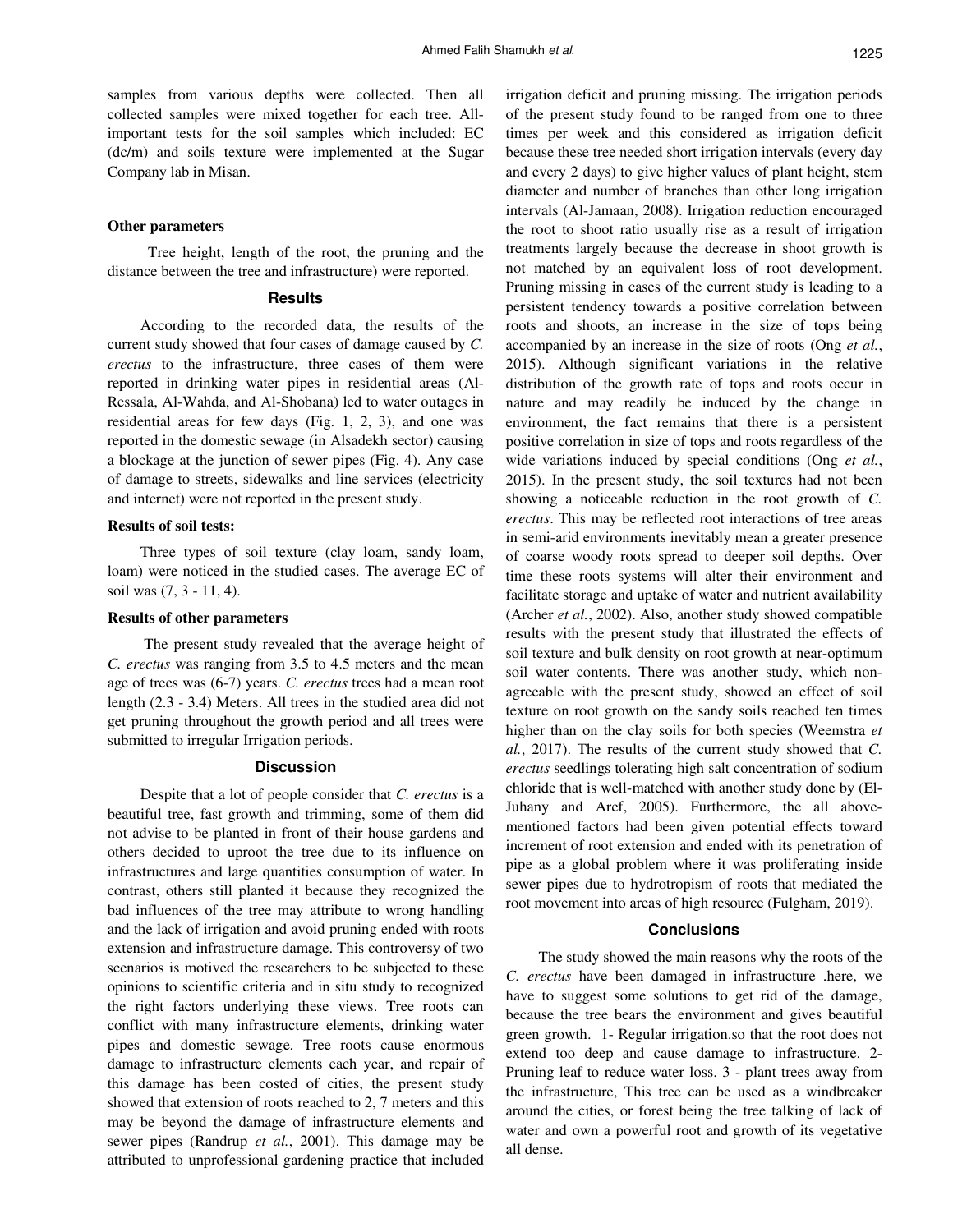samples from various depths were collected. Then all collected samples were mixed together for each tree. All-important tests for the soil samples which included: EC (dc/m) and soils texture were implemented at the Sugar Company lab in Misan.

#### Other parameters

Tree height, length of the root, the pruning and the distance between the tree and infrastructure) were reported.

## Results

According to the recorded data, the results of the current study showed that four cases of damage caused by *C. erectus* to the infrastructure, three cases of them were reported in drinking water pipes in residential areas (Al-Ressala, Al-Wahda, and Al-Shobana) led to water outages in residential areas for few days (Fig. 1, 2, 3), and one was reported in the domestic sewage (in Alsadekh sector) causing a blockage at the junction of sewer pipes (Fig. 4). Any case of damage to streets, sidewalks and line services (electricity and internet) were not reported in the present study.

#### Results of soil tests:

Three types of soil texture (clay loam, sandy loam, loam) were noticed in the studied cases. The average EC of soil was (7, 3 - 11, 4).

#### Results of other parameters

The present study revealed that the average height of *C. erectus* was ranging from 3.5 to 4.5 meters and the mean age of trees was (6-7) years. *C. erectus* trees had a mean root length (2.3 - 3.4) Meters. All trees in the studied area did not get pruning throughout the growth period and all trees were submitted to irregular Irrigation periods.

## Discussion

Despite that a lot of people consider that *C. erectus* is a beautiful tree, fast growth and trimming, some of them did not advise to be planted in front of their house gardens and others decided to uproot the tree due to its influence on infrastructures and large quantities consumption of water. In contrast, others still planted it because they recognized the bad influences of the tree may attribute to wrong handling and the lack of irrigation and avoid pruning ended with roots extension and infrastructure damage. This controversy of two scenarios is motived the researchers to be subjected to these opinions to scientific criteria and in situ study to recognized the right factors underlying these views. Tree roots can conflict with many infrastructure elements, drinking water pipes and domestic sewage. Tree roots cause enormous damage to infrastructure elements each year, and repair of this damage has been costed of cities, the present study showed that extension of roots reached to 2, 7 meters and this may be beyond the damage of infrastructure elements and sewer pipes (Randrup *et al.*, 2001). This damage may be attributed to unprofessional gardening practice that included irrigation deficit and pruning missing. The irrigation periods of the present study found to be ranged from one to three times per week and this considered as irrigation deficit because these tree needed short irrigation intervals (every day and every 2 days) to give higher values of plant height, stem diameter and number of branches than other long irrigation intervals (Al-Jamaan, 2008). Irrigation reduction encouraged the root to shoot ratio usually rise as a result of irrigation treatments largely because the decrease in shoot growth is not matched by an equivalent loss of root development. Pruning missing in cases of the current study is leading to a persistent tendency towards a positive correlation between roots and shoots, an increase in the size of tops being accompanied by an increase in the size of roots (Ong *et al.*, 2015). Although significant variations in the relative distribution of the growth rate of tops and roots occur in nature and may readily be induced by the change in environment, the fact remains that there is a persistent positive correlation in size of tops and roots regardless of the wide variations induced by special conditions (Ong *et al.*, 2015). In the present study, the soil textures had not been showing a noticeable reduction in the root growth of *C. erectus*. This may be reflected root interactions of tree areas in semi-arid environments inevitably mean a greater presence of coarse woody roots spread to deeper soil depths. Over time these roots systems will alter their environment and facilitate storage and uptake of water and nutrient availability (Archer *et al.*, 2002). Also, another study showed compatible results with the present study that illustrated the effects of soil texture and bulk density on root growth at near-optimum soil water contents. There was another study, which non-agreeable with the present study, showed an effect of soil texture on root growth on the sandy soils reached ten times higher than on the clay soils for both species (Weemstra *et al.*, 2017). The results of the current study showed that *C. erectus* seedlings tolerating high salt concentration of sodium chloride that is well-matched with another study done by (El-Juhany and Aref, 2005). Furthermore, the all above-mentioned factors had been given potential effects toward increment of root extension and ended with its penetration of pipe as a global problem where it was proliferating inside sewer pipes due to hydrotropism of roots that mediated the root movement into areas of high resource (Fulgham, 2019).

## Conclusions

The study showed the main reasons why the roots of the *C. erectus* have been damaged in infrastructure .here, we have to suggest some solutions to get rid of the damage, because the tree bears the environment and gives beautiful green growth. 1- Regular irrigation.so that the root does not extend too deep and cause damage to infrastructure. 2- Pruning leaf to reduce water loss. 3 - plant trees away from the infrastructure, This tree can be used as a windbreaker around the cities, or forest being the tree talking of lack of water and own a powerful root and growth of its vegetative all dense.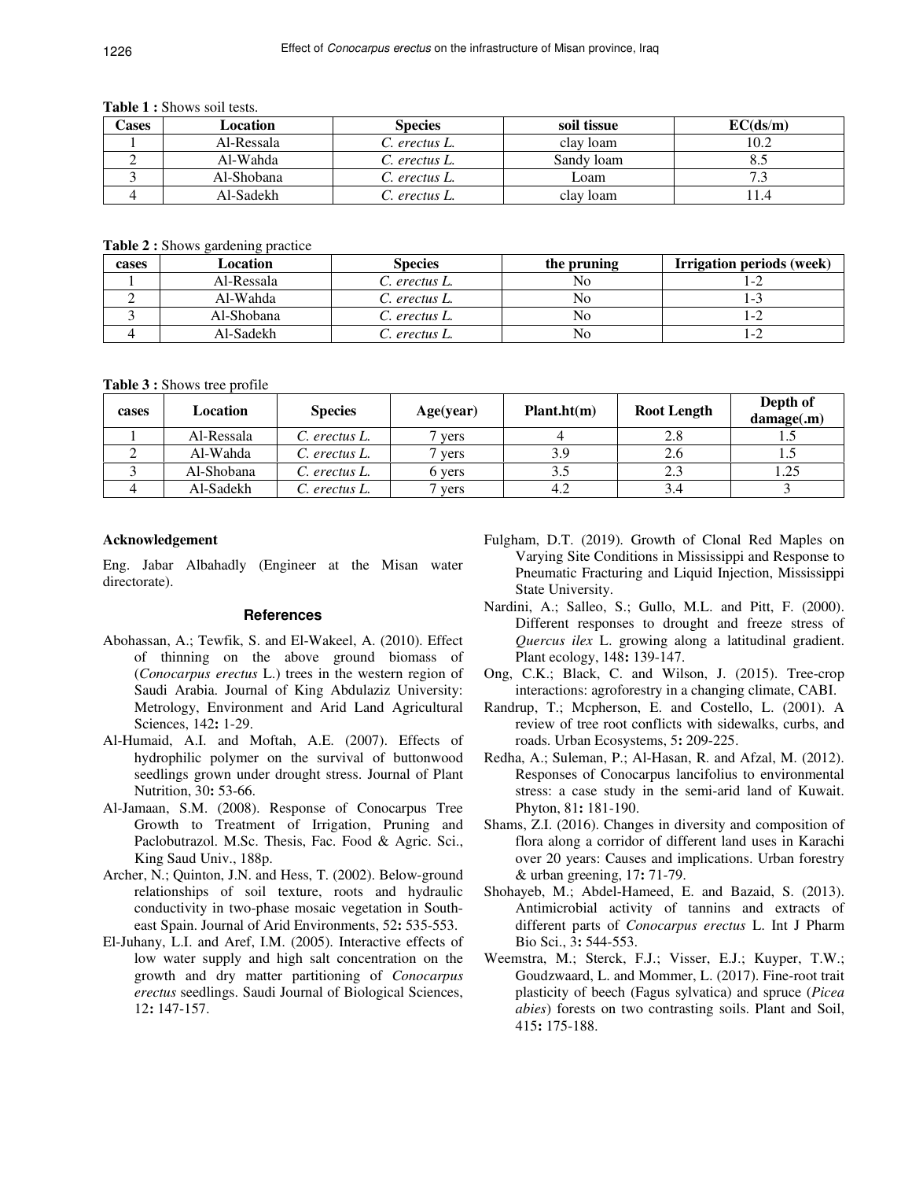**Table 1 :** Shows soil tests.

| Cases | Location | Species | soil tissue | EC(ds/m) |
|---|---|---|---|---|
| 1 | Al-Ressala | *C. erectus L.* | clay loam | 10.2 |
| 2 | Al-Wahda | *C. erectus L.* | Sandy loam | 8.5 |
| 3 | Al-Shobana | *C. erectus L.* | Loam | 7.3 |
| 4 | Al-Sadekh | *C. erectus L.* | clay loam | 11.4 |

**Table 2 :** Shows gardening practice

| cases | Location | Species | the pruning | Irrigation periods (week) |
|---|---|---|---|---|
| 1 | Al-Ressala | *C. erectus L.* | No | 1-2 |
| 2 | Al-Wahda | *C. erectus L.* | No | 1-3 |
| 3 | Al-Shobana | *C. erectus L.* | No | 1-2 |
| 4 | Al-Sadekh | *C. erectus L.* | No | 1-2 |

**Table 3 :** Shows tree profile

| cases | Location | Species | Age(year) | Plant.ht(m) | Root Length | Depth of damage(.m) |
|---|---|---|---|---|---|---|
| 1 | Al-Ressala | *C. erectus L.* | 7 yers | 4 | 2.8 | 1.5 |
| 2 | Al-Wahda | *C. erectus L.* | 7 yers | 3.9 | 2.6 | 1.5 |
| 3 | Al-Shobana | *C. erectus L.* | 6 yers | 3.5 | 2.3 | 1.25 |
| 4 | Al-Sadekh | *C. erectus L.* | 7 yers | 4.2 | 3.4 | 3 |

### Acknowledgement

Eng. Jabar Albahadly (Engineer at the Misan water directorate).

## References

Abohassan, A.; Tewfik, S. and El-Wakeel, A. (2010). Effect of thinning on the above ground biomass of (*Conocarpus erectus* L.) trees in the western region of Saudi Arabia. Journal of King Abdulaziz University: Metrology, Environment and Arid Land Agricultural Sciences, 142**:** 1-29.

Al-Humaid, A.I. and Moftah, A.E. (2007). Effects of hydrophilic polymer on the survival of buttonwood seedlings grown under drought stress. Journal of Plant Nutrition, 30**:** 53-66.

Al-Jamaan, S.M. (2008). Response of Conocarpus Tree Growth to Treatment of Irrigation, Pruning and Paclobutrazol. M.Sc. Thesis, Fac. Food & Agric. Sci., King Saud Univ., 188p.

Archer, N.; Quinton, J.N. and Hess, T. (2002). Below-ground relationships of soil texture, roots and hydraulic conductivity in two-phase mosaic vegetation in South-east Spain. Journal of Arid Environments, 52**:** 535-553.

El-Juhany, L.I. and Aref, I.M. (2005). Interactive effects of low water supply and high salt concentration on the growth and dry matter partitioning of *Conocarpus erectus* seedlings. Saudi Journal of Biological Sciences, 12**:** 147-157.

Fulgham, D.T. (2019). Growth of Clonal Red Maples on Varying Site Conditions in Mississippi and Response to Pneumatic Fracturing and Liquid Injection, Mississippi State University.

Nardini, A.; Salleo, S.; Gullo, M.L. and Pitt, F. (2000). Different responses to drought and freeze stress of *Quercus ilex* L. growing along a latitudinal gradient. Plant ecology, 148**:** 139-147.

Ong, C.K.; Black, C. and Wilson, J. (2015). Tree-crop interactions: agroforestry in a changing climate, CABI.

Randrup, T.; Mcpherson, E. and Costello, L. (2001). A review of tree root conflicts with sidewalks, curbs, and roads. Urban Ecosystems, 5**:** 209-225.

Redha, A.; Suleman, P.; Al-Hasan, R. and Afzal, M. (2012). Responses of Conocarpus lancifolius to environmental stress: a case study in the semi-arid land of Kuwait. Phyton, 81**:** 181-190.

Shams, Z.I. (2016). Changes in diversity and composition of flora along a corridor of different land uses in Karachi over 20 years: Causes and implications. Urban forestry & urban greening, 17**:** 71-79.

Shohayeb, M.; Abdel-Hameed, E. and Bazaid, S. (2013). Antimicrobial activity of tannins and extracts of different parts of *Conocarpus erectus* L. Int J Pharm Bio Sci., 3**:** 544-553.

Weemstra, M.; Sterck, F.J.; Visser, E.J.; Kuyper, T.W.; Goudzwaard, L. and Mommer, L. (2017). Fine-root trait plasticity of beech (Fagus sylvatica) and spruce (*Picea abies*) forests on two contrasting soils. Plant and Soil, 415**:** 175-188.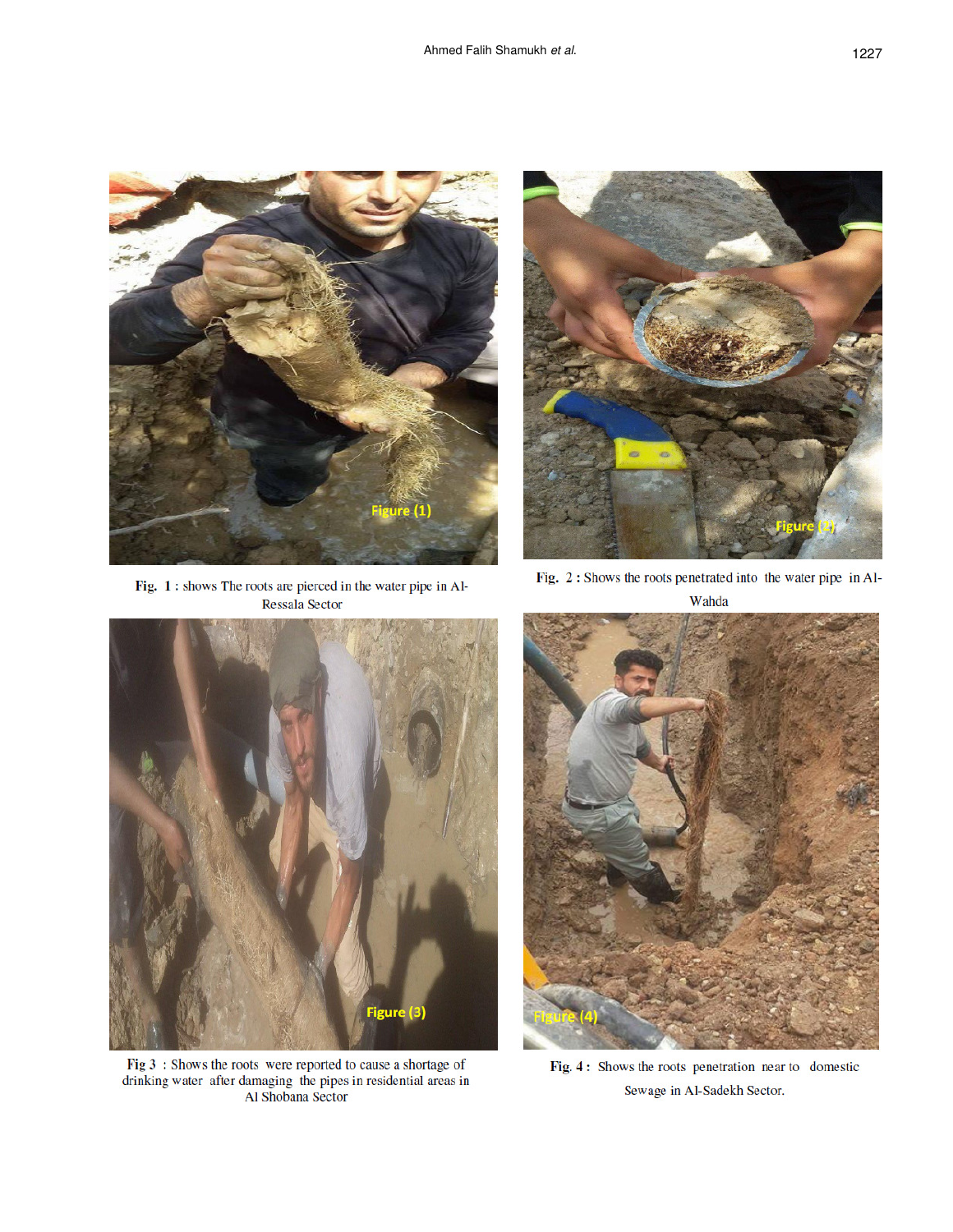**Fig. 1 :** shows The roots are pierced in the water pipe in Al-Ressala Sector

**Fig. 2 :** Shows the roots penetrated into the water pipe in Al-Wahda

**Fig 3 :** Shows the roots were reported to cause a shortage of drinking water after damaging the pipes in residential areas in Al Shobana Sector

**Fig. 4 :** Shows the roots penetration near to domestic Sewage in Al-Sadekh Sector.